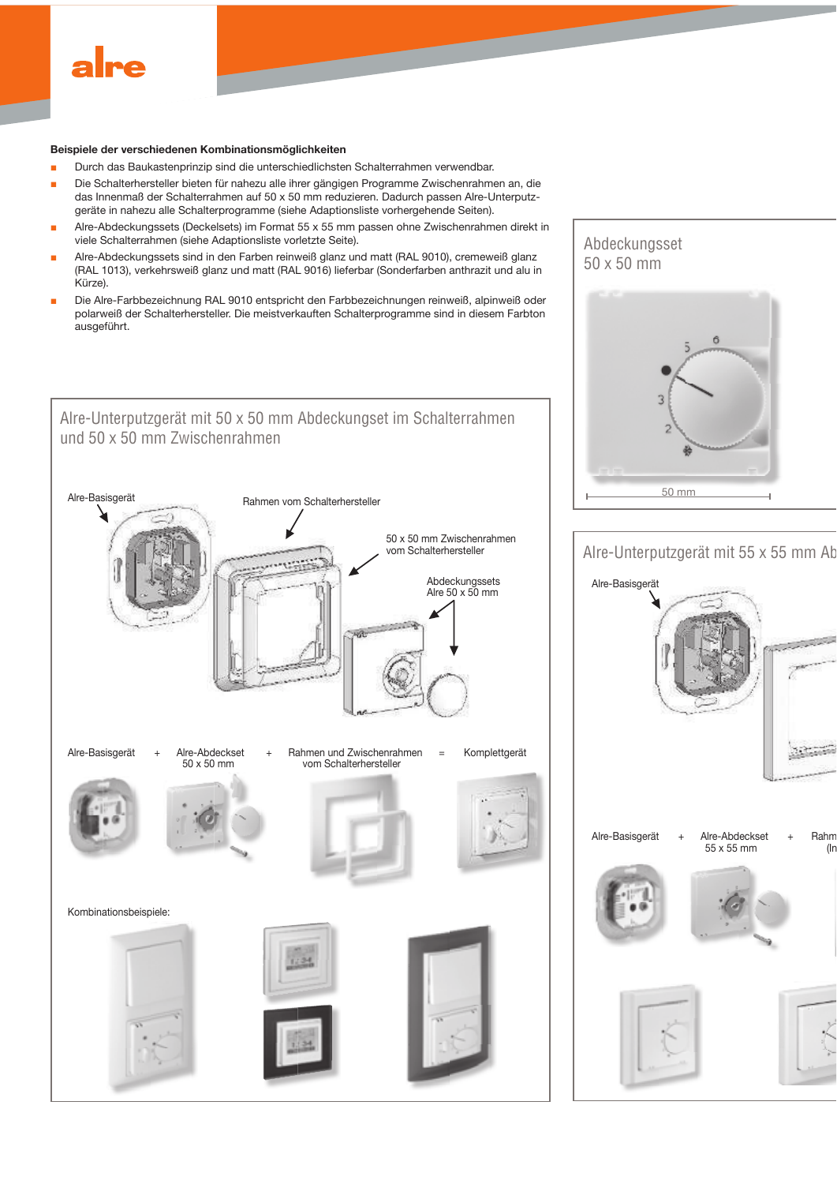alre

**Beispiele der verschiedenen Kombinationsmöglichkeiten**

- Durch das Baukastenprinzip sind die unterschiedlichsten Schalterrahmen verwendbar.
- Die Schalterhersteller bieten für nahezu alle ihrer gängigen Programme Zwischenrahmen an, die das Innenmaß der Schalterrahmen auf 50 x 50 mm reduzieren. Dadurch passen Alre-Unterputzgeräte in nahezu alle Schalterprogramme (siehe Adaptionsliste vorhergehende Seiten).
- Alre-Abdeckungssets (Deckelsets) im Format 55 x 55 mm passen ohne Zwischenrahmen direkt in viele Schalterrahmen (siehe Adaptionsliste vorletzte Seite).
- Alre-Abdeckungssets sind in den Farben reinweiß glanz und matt (RAL 9010), cremeweiß glanz (RAL 1013), verkehrsweiß glanz und matt (RAL 9016) lieferbar (Sonderfarben anthrazit und alu in Kürze).
- Die Alre-Farbbezeichnung RAL 9010 entspricht den Farbbezeichnungen reinweiß, alpinweiß oder polarweiß der Schalterhersteller. Die meistverkauften Schalterprogramme sind in diesem Farbton ausgeführt.

## Abdeckungsset 50 x 50 mm

50 mm

## Alre-Unterputzgerät mit 50 x 50 mm Abdeckungset im Schalterrahmen und 50 x 50 mm Zwischenrahmen

Alre-Basisgerät

Rahmen vom Schalterhersteller

50 x 50 mm Zwischenrahmen vom Schalterhersteller

Abdeckungssets Alre 50 x 50 mm

Alre-Basisgerät + Alre-Abdeckset 50 x 50 mm + Rahmen und Zwischenrahmen vom Schalterhersteller = Komplettgerät

Kombinationsbeispiele:

## Alre-Unterputzgerät mit 55 x 55 mm Ab

Alre-Basisgerät

Alre-Basisgerät + Alre-Abdeckset 55 x 55 mm + Rahm (In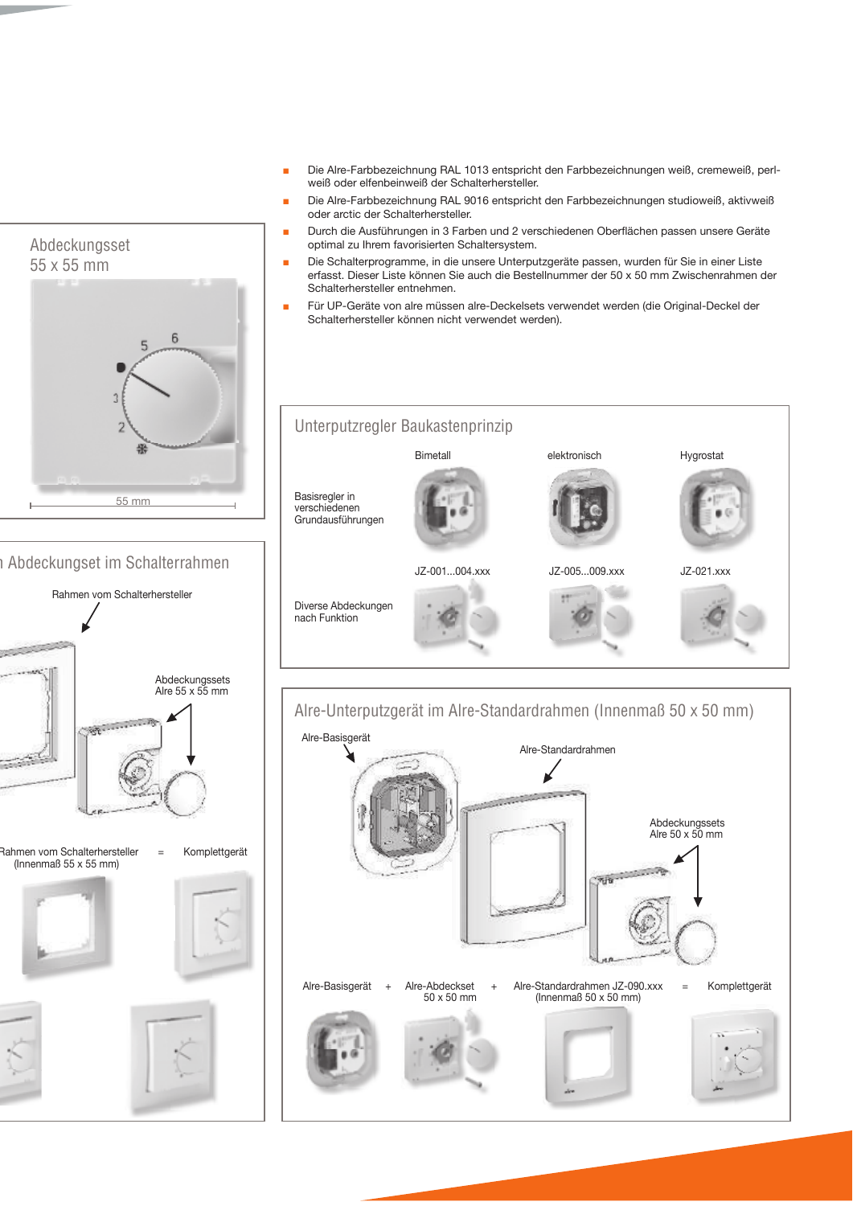## Abdeckungsset 55 x 55 mm

55 mm

## Abdeckungset im Schalterrahmen

Rahmen vom Schalterhersteller

Abdeckungssets Alre 55 x 55 mm

Rahmen vom Schalterhersteller (Innenmaß 55 x 55 mm) = Komplettgerät

- Die Alre-Farbbezeichnung RAL 1013 entspricht den Farbbezeichnungen weiß, cremeweiß, perlweiß oder elfenbeinweiß der Schalterhersteller.
- Die Alre-Farbbezeichnung RAL 9016 entspricht den Farbbezeichnungen studioweiß, aktivweiß oder arctic der Schalterhersteller.
- Durch die Ausführungen in 3 Farben und 2 verschiedenen Oberflächen passen unsere Geräte optimal zu Ihrem favorisierten Schaltersystem.
- Die Schalterprogramme, in die unsere Unterputzgeräte passen, wurden für Sie in einer Liste erfasst. Dieser Liste können Sie auch die Bestellnummer der 50 x 50 mm Zwischenrahmen der Schalterhersteller entnehmen.
- Für UP-Geräte von alre müssen alre-Deckelsets verwendet werden (die Original-Deckel der Schalterhersteller können nicht verwendet werden).

## Unterputzregler Baukastenprinzip

| | Bimetall | elektronisch | Hygrostat |
|---|---|---|---|
| Basisregler in verschiedenen Grundausführungen | JZ-001...004.xxx | JZ-005...009.xxx | JZ-021.xxx |
| Diverse Abdeckungen nach Funktion | | | |

## Alre-Unterputzgerät im Alre-Standardrahmen (Innenmaß 50 x 50 mm)

Alre-Basisgerät

Alre-Standardrahmen

Abdeckungssets Alre 50 x 50 mm

Alre-Basisgerät + Alre-Abdeckset 50 x 50 mm + Alre-Standardrahmen JZ-090.xxx (Innenmaß 50 x 50 mm) = Komplettgerät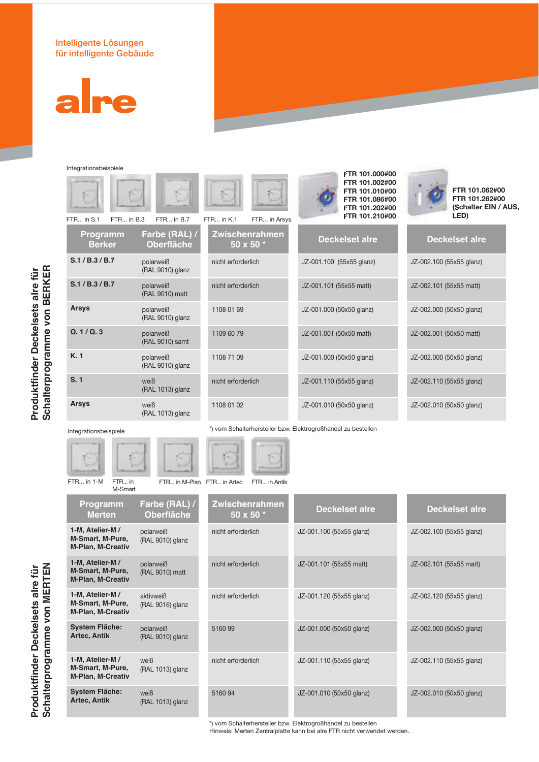Intelligente Lösungen
für intelligente Gebäude

alre

## Produktfinder Deckelsets alre für Schalterprogramme von BERKER

Integrationsbeispiele

FTR... in S.1 | FTR... in B.3 | FTR... in B.7 | FTR... in K.1 | FTR... in Arsys

FTR 101.000#00
FTR 101.002#00
FTR 101.010#00
FTR 101.086#00
FTR 101.202#00
FTR 101.210#00

FTR 101.062#00
FTR 101.262#00
(Schalter EIN / AUS, LED)

| Programm Berker | Farbe (RAL) / Oberfläche | Zwischenrahmen 50 x 50 * | Deckelset alre | Deckelset alre |
|---|---|---|---|---|
| **S.1 / B.3 / B.7** | polarweiß (RAL 9010) glanz | nicht erforderlich | JZ-001.100 (55x55 glanz) | JZ-002.100 (55x55 glanz) |
| **S.1 / B.3 / B.7** | polarweiß (RAL 9010) matt | nicht erforderlich | JZ-001.101 (55x55 matt) | JZ-002.101 (55x55 matt) |
| **Arsys** | polarweiß (RAL 9010) glanz | 1108 01 69 | JZ-001.000 (50x50 glanz) | JZ-002.000 (50x50 glanz) |
| **Q. 1 / Q. 3** | polarweiß (RAL 9010) samt | 1109 60 79 | JZ-001.001 (50x50 matt) | JZ-002.001 (50x50 matt) |
| **K. 1** | polarweiß (RAL 9010) glanz | 1108 71 09 | JZ-001.000 (50x50 glanz) | JZ-002.000 (50x50 glanz) |
| **S. 1** | weiß (RAL 1013) glanz | nicht erforderlich | JZ-001.110 (55x55 glanz) | JZ-002.110 (55x55 glanz) |
| **Arsys** | weiß (RAL 1013) glanz | 1108 01 02 | JZ-001.010 (50x50 glanz) | JZ-002.010 (50x50 glanz) |

*) vom Schalterhersteller bzw. Elektrogroßhandel zu bestellen

## Produktfinder Deckelsets alre für Schalterprogramme von MERTEN

Integrationsbeispiele

FTR... in 1-M | FTR... in M-Smart | FTR... in M-Plan | FTR... in Artec | FTR... in Antik

| Programm Merten | Farbe (RAL) / Oberfläche | Zwischenrahmen 50 x 50 * | Deckelset alre | Deckelset alre |
|---|---|---|---|---|
| **1-M, Atelier-M / M-Smart, M-Pure, M-Plan, M-Creativ** | polarweiß (RAL 9010) glanz | nicht erforderlich | JZ-001.100 (55x55 glanz) | JZ-002.100 (55x55 glanz) |
| **1-M, Atelier-M / M-Smart, M-Pure, M-Plan, M-Creativ** | polarweiß (RAL 9010) matt | nicht erforderlich | JZ-001.101 (55x55 matt) | JZ-002.101 (55x55 matt) |
| **1-M, Atelier-M / M-Smart, M-Pure, M-Plan, M-Creativ** | aktivweiß (RAL 9016) glanz | nicht erforderlich | JZ-001.120 (55x55 glanz) | JZ-002.120 (55x55 glanz) |
| **System Fläche: Artec, Antik** | polarweiß (RAL 9010) glanz | 5160 99 | JZ-001.000 (50x50 glanz) | JZ-002.000 (50x50 glanz) |
| **1-M, Atelier-M / M-Smart, M-Pure, M-Plan, M-Creativ** | weiß (RAL 1013) glanz | nicht erforderlich | JZ-001.110 (55x55 glanz) | JZ-002.110 (55x55 glanz) |
| **System Fläche: Artec, Antik** | weiß (RAL 1013) glanz | 5160 94 | JZ-001.010 (50x50 glanz) | JZ-002.010 (50x50 glanz) |

*) vom Schalterhersteller bzw. Elektrogroßhandel zu bestellen
Hinweis: Merten Zentralplatte kann bei alre FTR nicht verwendet werden.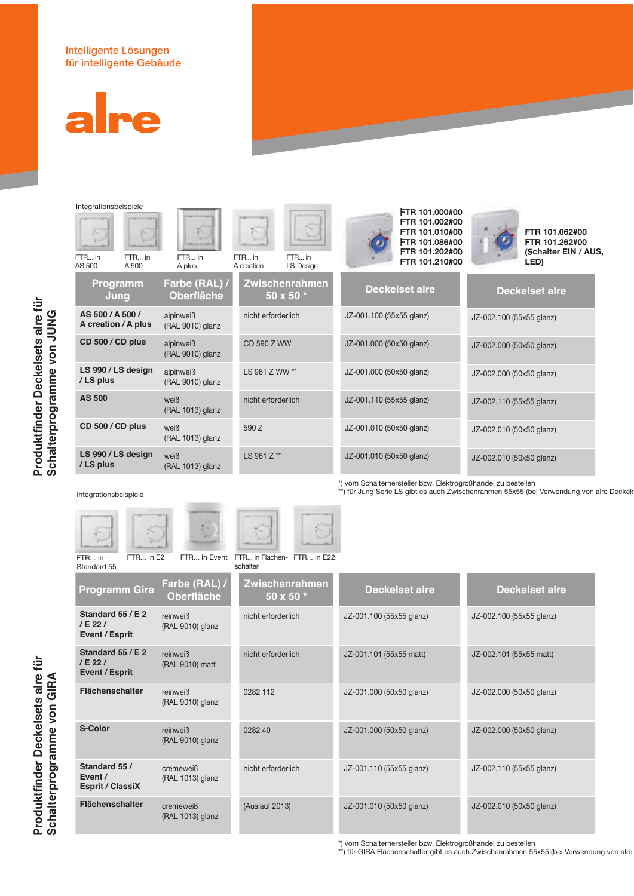Intelligente Lösungen
für intelligente Gebäude

alre

## Produktfinder Deckelsets alre für Schalterprogramme von JUNG

Integrationsbeispiele

FTR... in AS 500 | FTR... in A 500 | FTR... in A plus | FTR... in A creation | FTR... in LS-Design

**FTR 101.000#00**
**FTR 101.002#00**
**FTR 101.010#00**
**FTR 101.086#00**
**FTR 101.202#00**
**FTR 101.210#00**

**FTR 101.062#00**
**FTR 101.262#00**
**(Schalter EIN / AUS, LED)**

| Programm Jung | Farbe (RAL) / Oberfläche | Zwischenrahmen 50 x 50 * | Deckelset alre | Deckelset alre |
|---|---|---|---|---|
| **AS 500 / A 500 / A creation / A plus** | alpinweiß (RAL 9010) glanz | nicht erforderlich | JZ-001.100 (55x55 glanz) | JZ-002.100 (55x55 glanz) |
| **CD 500 / CD plus** | alpinweiß (RAL 9010) glanz | CD 590 Z WW | JZ-001.000 (50x50 glanz) | JZ-002.000 (50x50 glanz) |
| **LS 990 / LS design / LS plus** | alpinweiß (RAL 9010) glanz | LS 961 Z WW ** | JZ-001.000 (50x50 glanz) | JZ-002.000 (50x50 glanz) |
| **AS 500** | weiß (RAL 1013) glanz | nicht erforderlich | JZ-001.110 (55x55 glanz) | JZ-002.110 (55x55 glanz) |
| **CD 500 / CD plus** | weiß (RAL 1013) glanz | 590 Z | JZ-001.010 (50x50 glanz) | JZ-002.010 (50x50 glanz) |
| **LS 990 / LS design / LS plus** | weiß (RAL 1013) glanz | LS 961 Z ** | JZ-001.010 (50x50 glanz) | JZ-002.010 (50x50 glanz) |

*) vom Schalterhersteller bzw. Elektrogroßhandel zu bestellen
**) für Jung Serie LS gibt es auch Zwischenrahmen 55x55 (bei Verwendung von alre Deckels

## Produktfinder Deckelsets alre für Schalterprogramme von GIRA

Integrationsbeispiele

FTR... in Standard 55 | FTR... in E2 | FTR... in Event | FTR... in Flächenschalter | FTR... in E22

| Programm Gira | Farbe (RAL) / Oberfläche | Zwischenrahmen 50 x 50 * | Deckelset alre | Deckelset alre |
|---|---|---|---|---|
| **Standard 55 / E 2 / E 22 / Event / Esprit** | reinweiß (RAL 9010) glanz | nicht erforderlich | JZ-001.100 (55x55 glanz) | JZ-002.100 (55x55 glanz) |
| **Standard 55 / E 2 / E 22 / Event / Esprit** | reinweiß (RAL 9010) matt | nicht erforderlich | JZ-001.101 (55x55 matt) | JZ-002.101 (55x55 matt) |
| **Flächenschalter** | reinweiß (RAL 9010) glanz | 0282 112 | JZ-001.000 (50x50 glanz) | JZ-002.000 (50x50 glanz) |
| **S-Color** | reinweiß (RAL 9010) glanz | 0282 40 | JZ-001.000 (50x50 glanz) | JZ-002.000 (50x50 glanz) |
| **Standard 55 / Event / Esprit / ClassiX** | cremeweiß (RAL 1013) glanz | nicht erforderlich | JZ-001.110 (55x55 glanz) | JZ-002.110 (55x55 glanz) |
| **Flächenschalter** | cremeweiß (RAL 1013) glanz | (Auslauf 2013) | JZ-001.010 (50x50 glanz) | JZ-002.010 (50x50 glanz) |

*) vom Schalterhersteller bzw. Elektrogroßhandel zu bestellen
**) für GIRA Flächenschalter gibt es auch Zwischenrahmen 55x55 (bei Verwendung von alre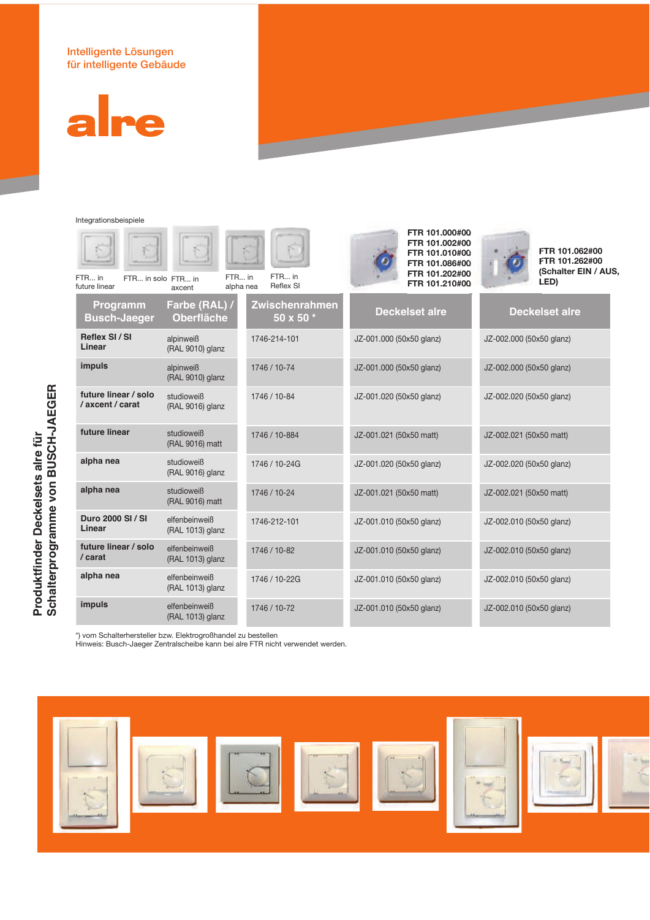Intelligente Lösungen
für intelligente Gebäude

# alre

## Produktfinder Deckelsets alre für Schalterprogramme von BUSCH-JAEGER

Integrationsbeispiele

FTR... in future linear | FTR... in solo | FTR... in axcent | FTR... in alpha nea | FTR... in Reflex SI

**FTR 101.000#00**
**FTR 101.002#00**
**FTR 101.010#00**
**FTR 101.086#00**
**FTR 101.202#00**
**FTR 101.210#00**

**FTR 101.062#00**
**FTR 101.262#00**
**(Schalter EIN / AUS, LED)**

| Programm Busch-Jaeger | Farbe (RAL) / Oberfläche | Zwischenrahmen 50 x 50 * | Deckelset alre | Deckelset alre |
|---|---|---|---|---|
| **Reflex SI / SI Linear** | alpinweiß (RAL 9010) glanz | 1746-214-101 | JZ-001.000 (50x50 glanz) | JZ-002.000 (50x50 glanz) |
| **impuls** | alpinweiß (RAL 9010) glanz | 1746 / 10-74 | JZ-001.000 (50x50 glanz) | JZ-002.000 (50x50 glanz) |
| **future linear / solo / axcent / carat** | studioweiß (RAL 9016) glanz | 1746 / 10-84 | JZ-001.020 (50x50 glanz) | JZ-002.020 (50x50 glanz) |
| **future linear** | studioweiß (RAL 9016) matt | 1746 / 10-884 | JZ-001.021 (50x50 matt) | JZ-002.021 (50x50 matt) |
| **alpha nea** | studioweiß (RAL 9016) glanz | 1746 / 10-24G | JZ-001.020 (50x50 glanz) | JZ-002.020 (50x50 glanz) |
| **alpha nea** | studioweiß (RAL 9016) matt | 1746 / 10-24 | JZ-001.021 (50x50 matt) | JZ-002.021 (50x50 matt) |
| **Duro 2000 SI / SI Linear** | elfenbeinweiß (RAL 1013) glanz | 1746-212-101 | JZ-001.010 (50x50 glanz) | JZ-002.010 (50x50 glanz) |
| **future linear / solo / carat** | elfenbeinweiß (RAL 1013) glanz | 1746 / 10-82 | JZ-001.010 (50x50 glanz) | JZ-002.010 (50x50 glanz) |
| **alpha nea** | elfenbeinweiß (RAL 1013) glanz | 1746 / 10-22G | JZ-001.010 (50x50 glanz) | JZ-002.010 (50x50 glanz) |
| **impuls** | elfenbeinweiß (RAL 1013) glanz | 1746 / 10-72 | JZ-001.010 (50x50 glanz) | JZ-002.010 (50x50 glanz) |

*) vom Schalterhersteller bzw. Elektrogroßhandel zu bestellen
Hinweis: Busch-Jaeger Zentralscheibe kann bei alre FTR nicht verwendet werden.